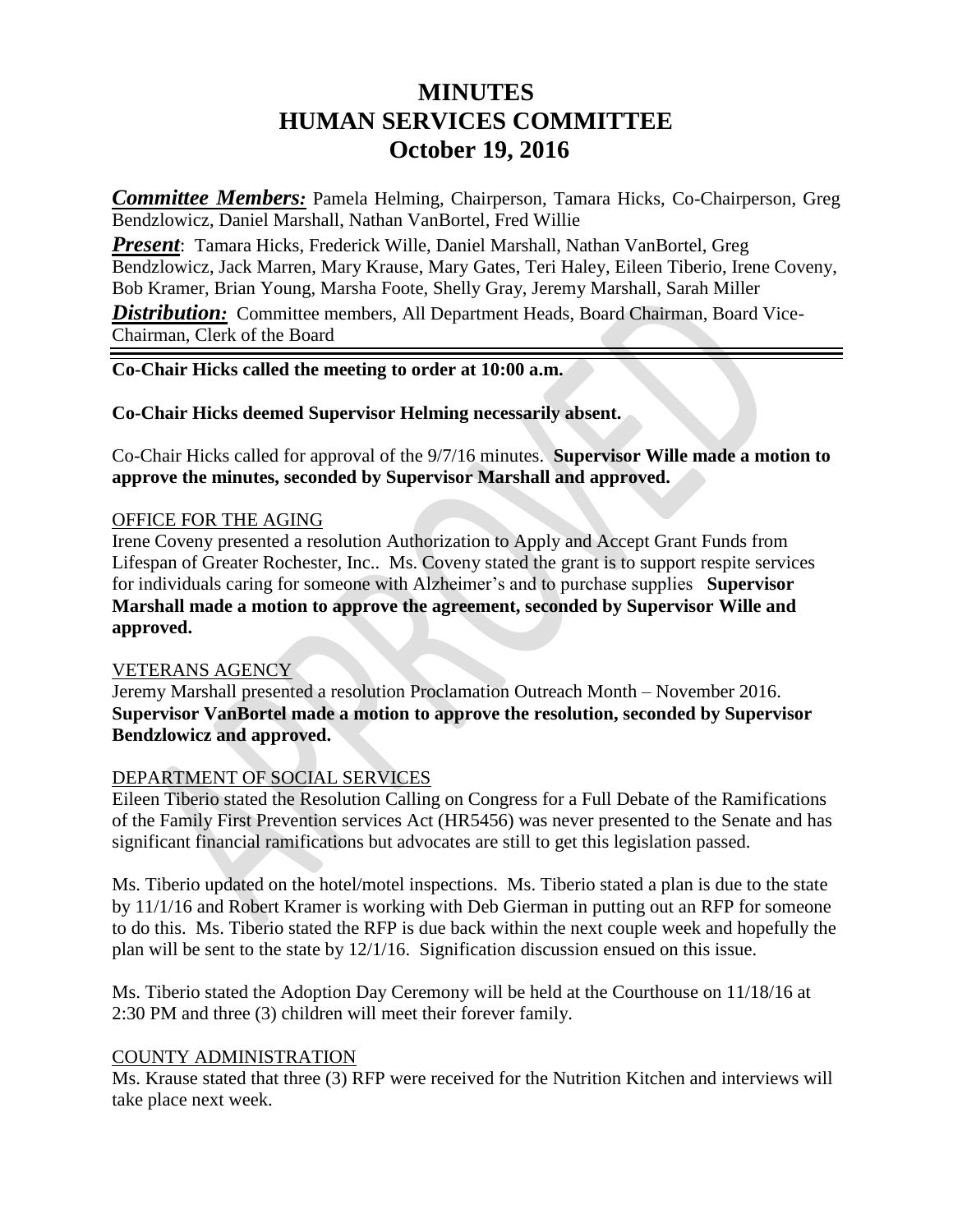# MINUTES
# HUMAN SERVICES COMMITTEE
# October 19, 2016

***Committee Members:*** Pamela Helming, Chairperson, Tamara Hicks, Co-Chairperson, Greg Bendzlowicz, Daniel Marshall, Nathan VanBortel, Fred Willie

***Present***: Tamara Hicks, Frederick Wille, Daniel Marshall, Nathan VanBortel, Greg Bendzlowicz, Jack Marren, Mary Krause, Mary Gates, Teri Haley, Eileen Tiberio, Irene Coveny, Bob Kramer, Brian Young, Marsha Foote, Shelly Gray, Jeremy Marshall, Sarah Miller

***Distribution:*** Committee members, All Department Heads, Board Chairman, Board Vice-Chairman, Clerk of the Board

---

**Co-Chair Hicks called the meeting to order at 10:00 a.m.**

**Co-Chair Hicks deemed Supervisor Helming necessarily absent.**

Co-Chair Hicks called for approval of the 9/7/16 minutes. **Supervisor Wille made a motion to approve the minutes, seconded by Supervisor Marshall and approved.**

<u>OFFICE FOR THE AGING</u>

Irene Coveny presented a resolution Authorization to Apply and Accept Grant Funds from Lifespan of Greater Rochester, Inc.. Ms. Coveny stated the grant is to support respite services for individuals caring for someone with Alzheimer's and to purchase supplies **Supervisor Marshall made a motion to approve the agreement, seconded by Supervisor Wille and approved.**

<u>VETERANS AGENCY</u>

Jeremy Marshall presented a resolution Proclamation Outreach Month – November 2016. **Supervisor VanBortel made a motion to approve the resolution, seconded by Supervisor Bendzlowicz and approved.**

<u>DEPARTMENT OF SOCIAL SERVICES</u>

Eileen Tiberio stated the Resolution Calling on Congress for a Full Debate of the Ramifications of the Family First Prevention services Act (HR5456) was never presented to the Senate and has significant financial ramifications but advocates are still to get this legislation passed.

Ms. Tiberio updated on the hotel/motel inspections. Ms. Tiberio stated a plan is due to the state by 11/1/16 and Robert Kramer is working with Deb Gierman in putting out an RFP for someone to do this. Ms. Tiberio stated the RFP is due back within the next couple week and hopefully the plan will be sent to the state by 12/1/16. Signification discussion ensued on this issue.

Ms. Tiberio stated the Adoption Day Ceremony will be held at the Courthouse on 11/18/16 at 2:30 PM and three (3) children will meet their forever family.

<u>COUNTY ADMINISTRATION</u>

Ms. Krause stated that three (3) RFP were received for the Nutrition Kitchen and interviews will take place next week.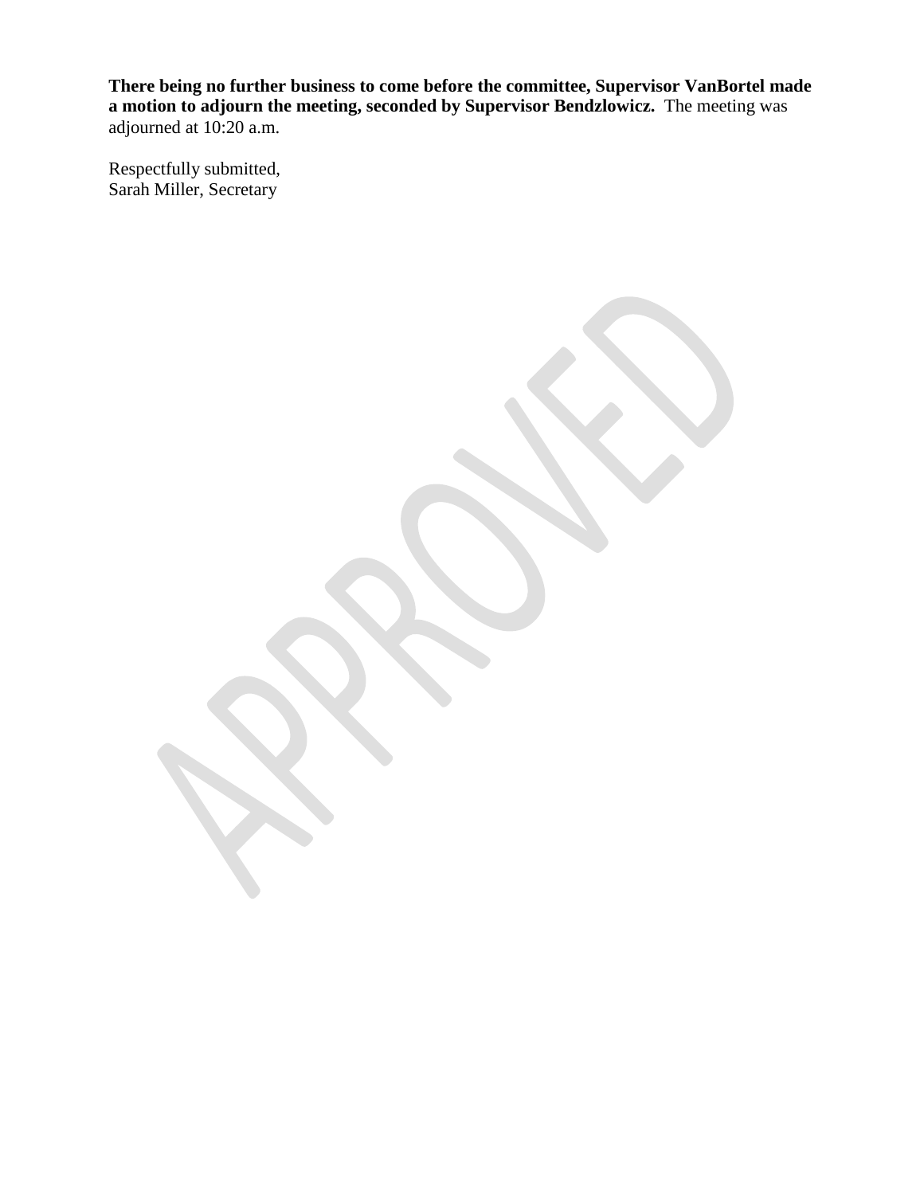**There being no further business to come before the committee, Supervisor VanBortel made a motion to adjourn the meeting, seconded by Supervisor Bendzlowicz.** The meeting was adjourned at 10:20 a.m.

Respectfully submitted,
Sarah Miller, Secretary

APPROVED